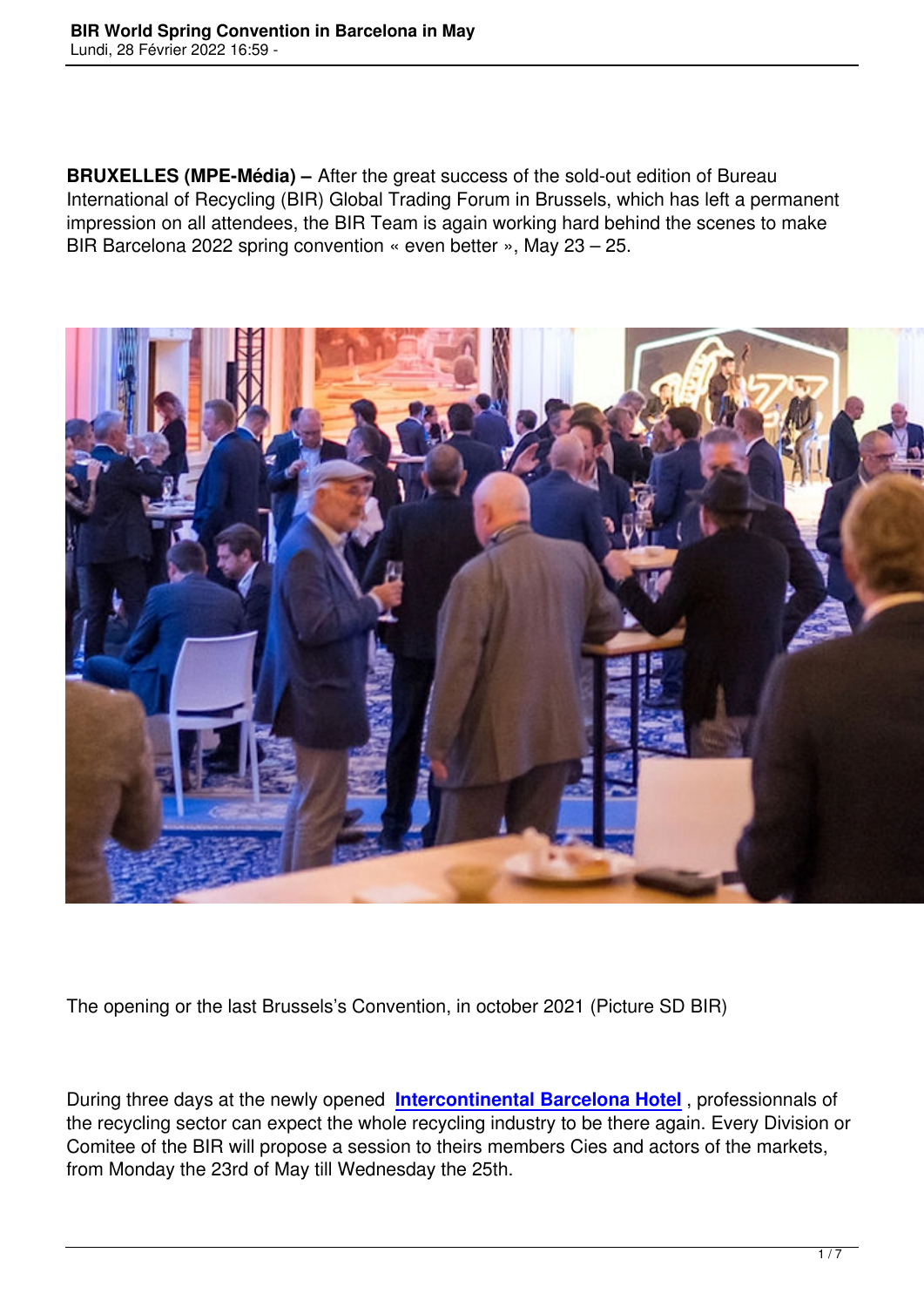**BRUXELLES (MPE-Média) –** After the great success of the sold-out edition of Bureau International of Recycling (BIR) Global Trading Forum in Brussels, which has left a permanent impression on all attendees, the BIR Team is again working hard behind the scenes to make BIR Barcelona 2022 spring convention « even better », May 23 – 25.

The opening or the last Brussels's Convention, in october 2021 (Picture SD BIR)

During three days at the newly opened **Intercontinental Barcelona Hotel** , professionnals of the recycling sector can expect the whole recycling industry to be there again. Every Division or Comitee of the BIR will propose a session to theirs members Cies and actors of the markets, from Monday the 23rd of May till Wednesday the 25th.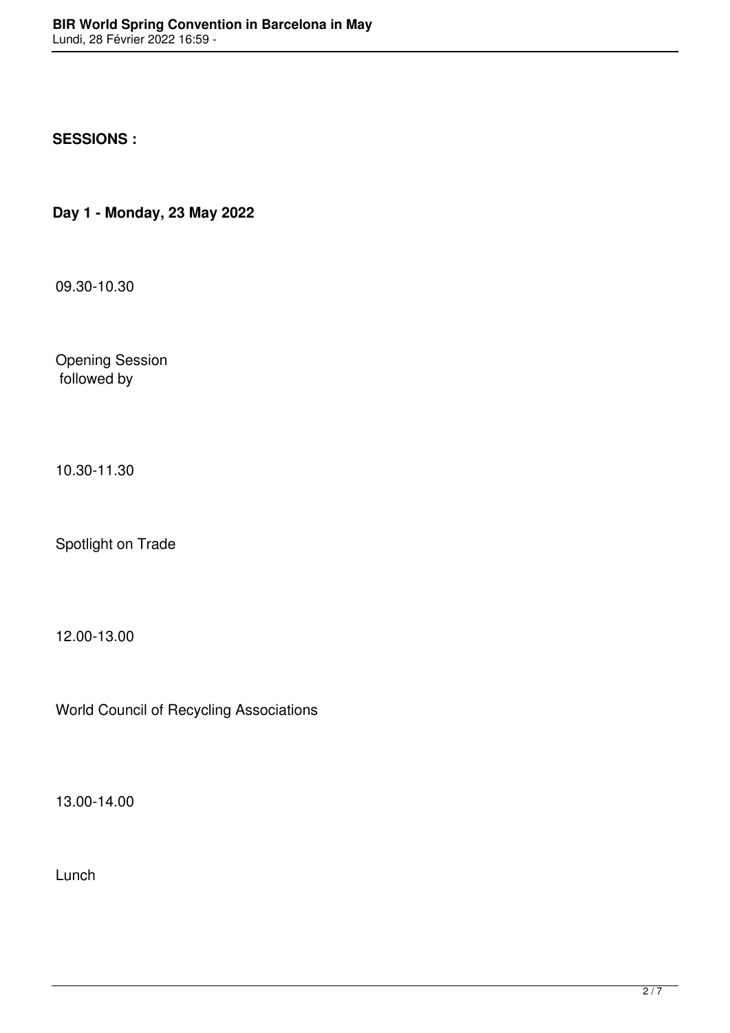**SESSIONS :**

**Day 1 - Monday, 23 May 2022**

09.30-10.30

Opening Session
followed by

10.30-11.30

Spotlight on Trade

12.00-13.00

World Council of Recycling Associations

13.00-14.00

Lunch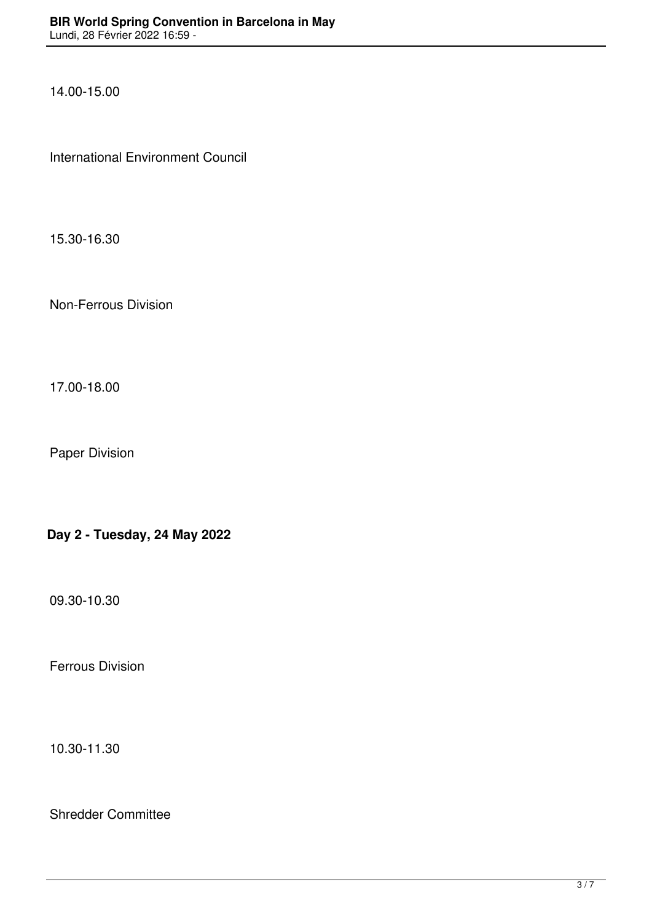14.00-15.00

International Environment Council

15.30-16.30

Non-Ferrous Division

17.00-18.00

Paper Division

**Day 2 - Tuesday, 24 May 2022**

09.30-10.30

Ferrous Division

10.30-11.30

Shredder Committee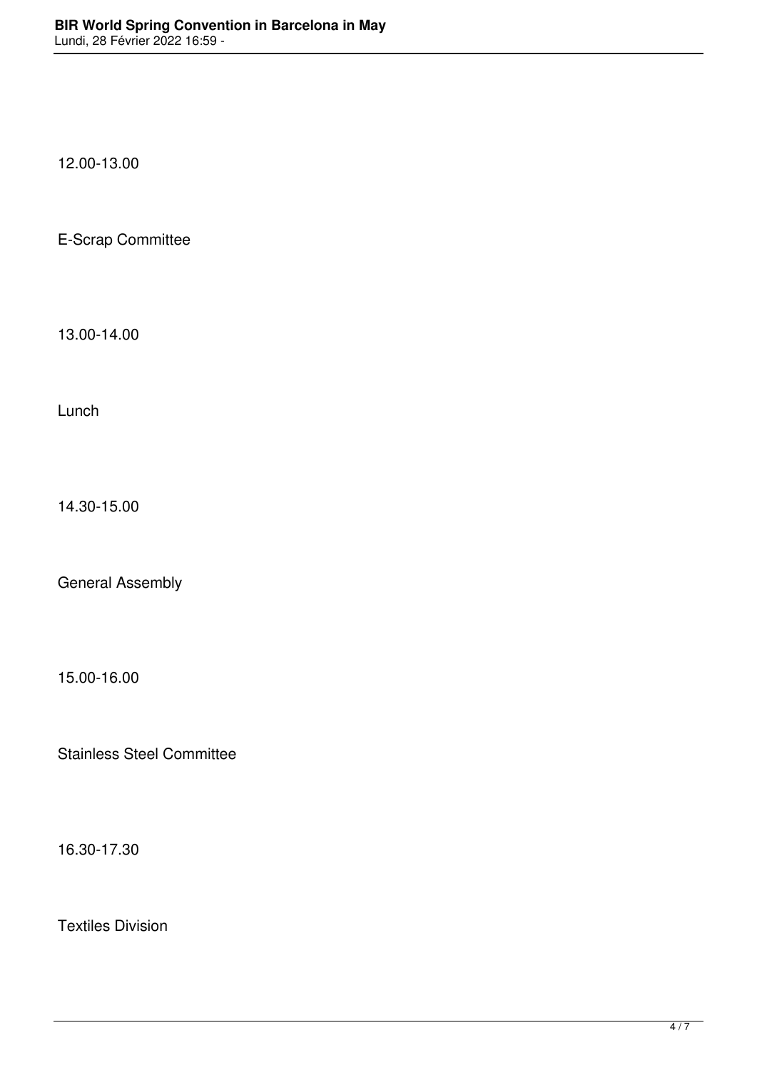12.00-13.00

E-Scrap Committee

13.00-14.00

Lunch

14.30-15.00

General Assembly

15.00-16.00

Stainless Steel Committee

16.30-17.30

Textiles Division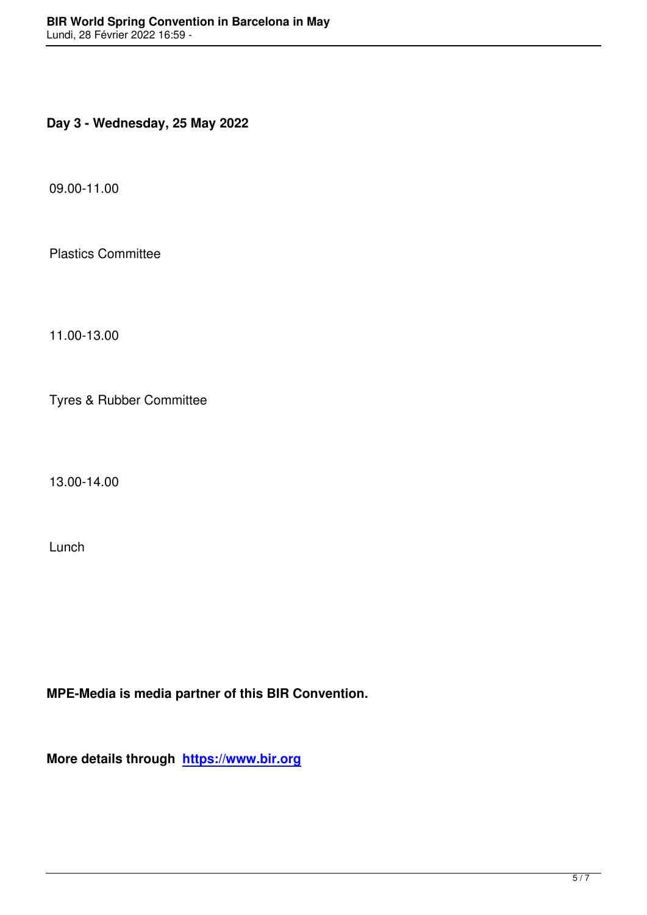**Day 3 - Wednesday, 25 May 2022**

09.00-11.00

Plastics Committee

11.00-13.00

Tyres & Rubber Committee

13.00-14.00

Lunch

**MPE-Media is media partner of this BIR Convention.**

**More details through [https://www.bir.org](https://www.bir.org)**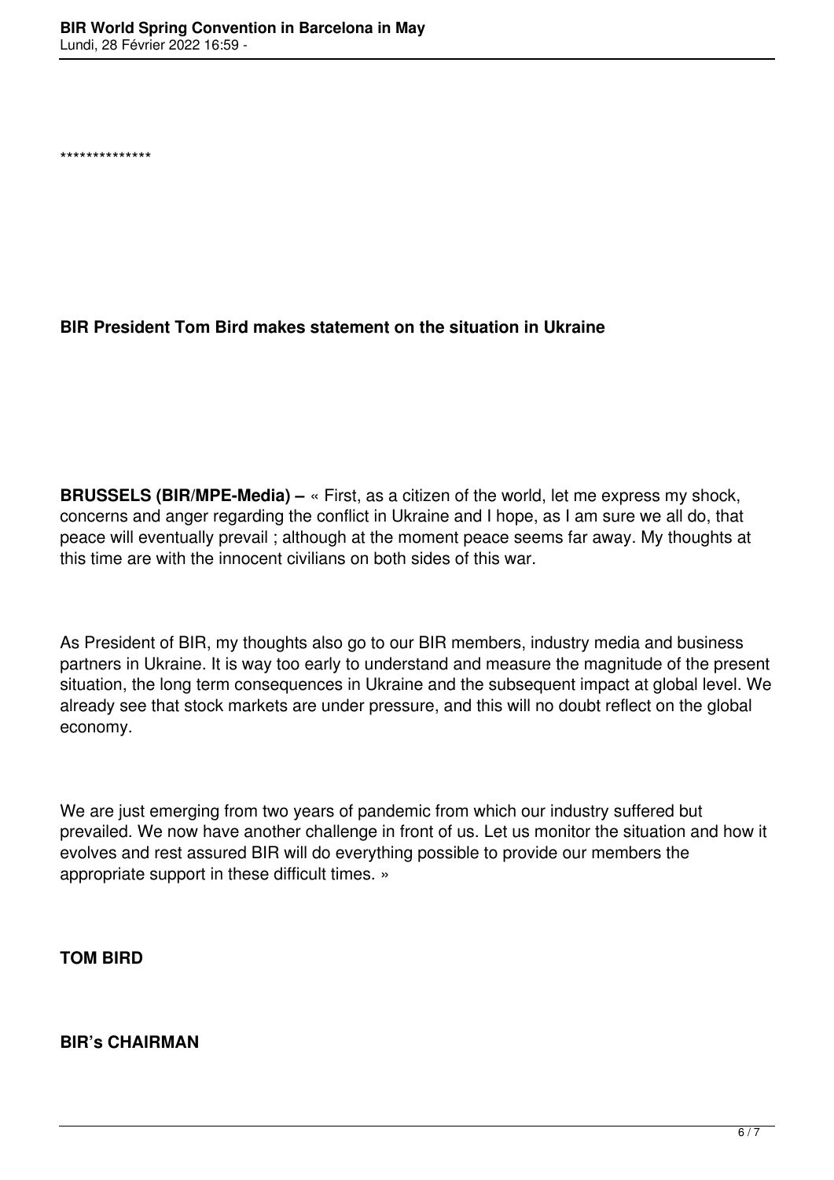**************

**BIR President Tom Bird makes statement on the situation in Ukraine**

**BRUSSELS (BIR/MPE-Media) –** « First, as a citizen of the world, let me express my shock, concerns and anger regarding the conflict in Ukraine and I hope, as I am sure we all do, that peace will eventually prevail ; although at the moment peace seems far away. My thoughts at this time are with the innocent civilians on both sides of this war.

As President of BIR, my thoughts also go to our BIR members, industry media and business partners in Ukraine. It is way too early to understand and measure the magnitude of the present situation, the long term consequences in Ukraine and the subsequent impact at global level. We already see that stock markets are under pressure, and this will no doubt reflect on the global economy.

We are just emerging from two years of pandemic from which our industry suffered but prevailed. We now have another challenge in front of us. Let us monitor the situation and how it evolves and rest assured BIR will do everything possible to provide our members the appropriate support in these difficult times. »

**TOM BIRD**

**BIR's CHAIRMAN**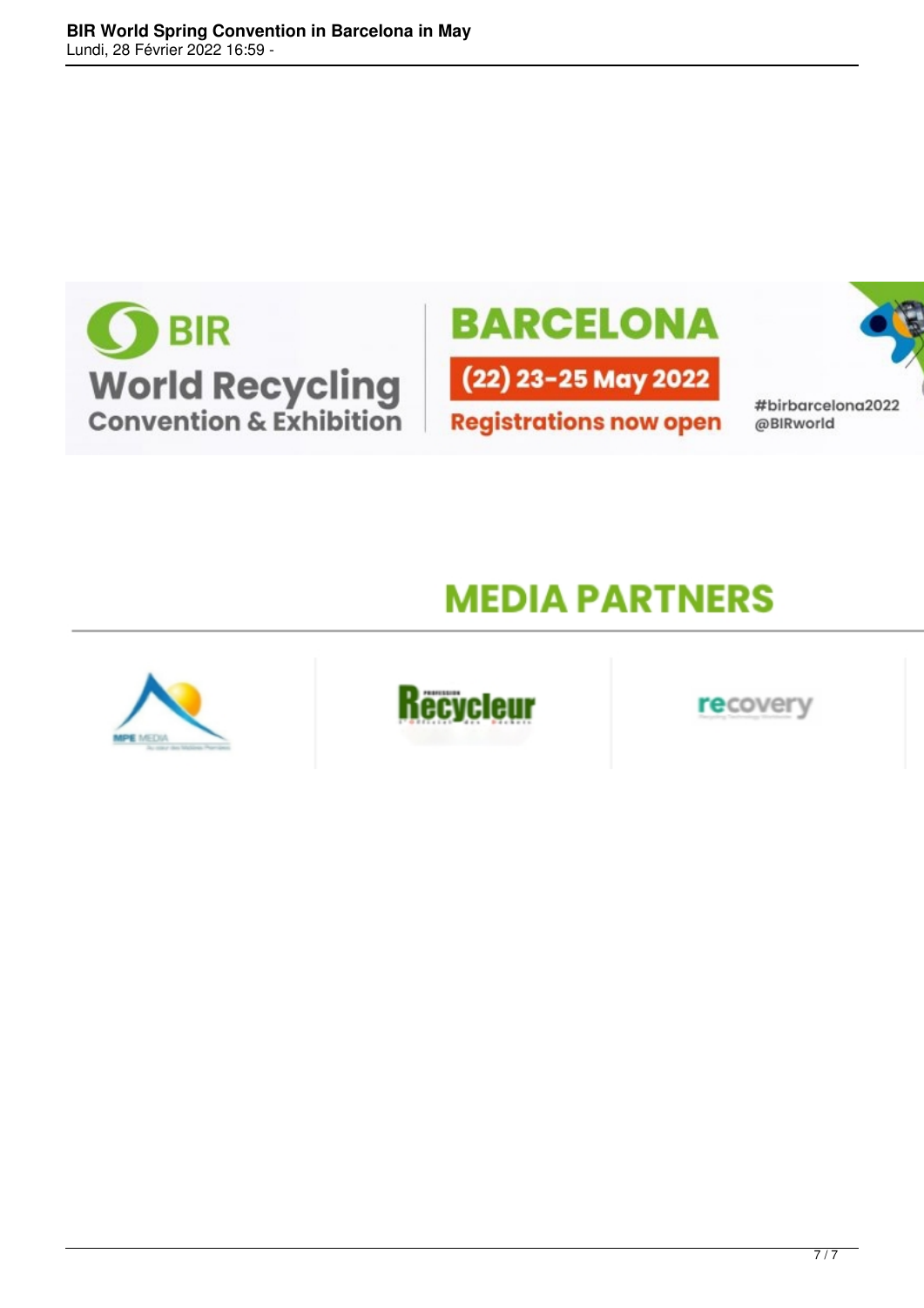BIR

World Recycling Convention & Exhibition

BARCELONA

(22) 23-25 May 2022

Registrations now open

#birbarcelona2022
@BIRworld

## MEDIA PARTNERS

MPE MEDIA

Recycleur

recovery